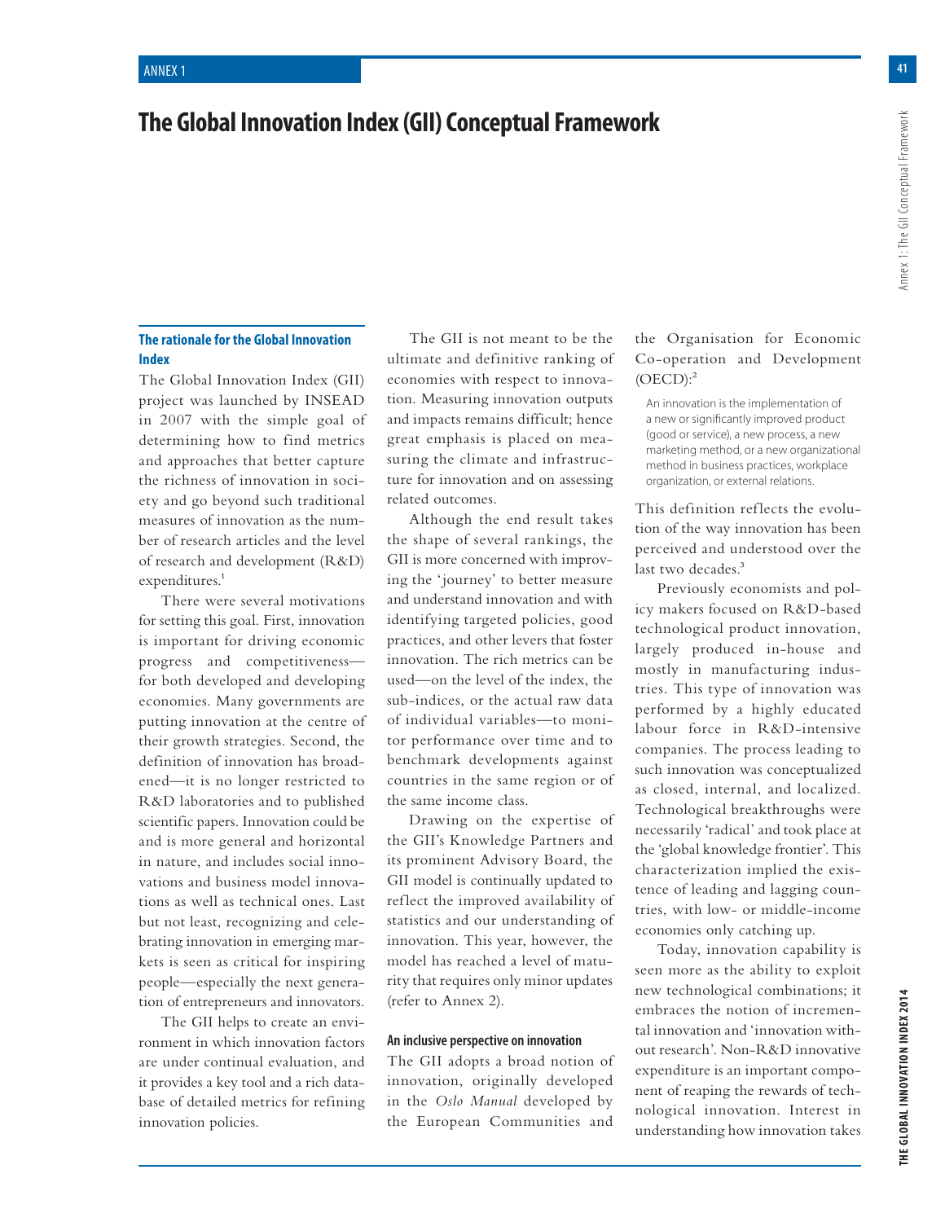# The Global Innovation Index (GII) Conceptual Framework

## The rationale for the Global Innovation Index

The Global Innovation Index (GII) project was launched by INSEAD in 2007 with the simple goal of determining how to find metrics and approaches that better capture the richness of innovation in society and go beyond such traditional measures of innovation as the number of research articles and the level of research and development (R&D) expenditures.[1]

There were several motivations for setting this goal. First, innovation is important for driving economic progress and competitiveness—for both developed and developing economies. Many governments are putting innovation at the centre of their growth strategies. Second, the definition of innovation has broadened—it is no longer restricted to R&D laboratories and to published scientific papers. Innovation could be and is more general and horizontal in nature, and includes social innovations and business model innovations as well as technical ones. Last but not least, recognizing and celebrating innovation in emerging markets is seen as critical for inspiring people—especially the next generation of entrepreneurs and innovators.

The GII helps to create an environment in which innovation factors are under continual evaluation, and it provides a key tool and a rich database of detailed metrics for refining innovation policies.

The GII is not meant to be the ultimate and definitive ranking of economies with respect to innovation. Measuring innovation outputs and impacts remains difficult; hence great emphasis is placed on measuring the climate and infrastructure for innovation and on assessing related outcomes.

Although the end result takes the shape of several rankings, the GII is more concerned with improving the 'journey' to better measure and understand innovation and with identifying targeted policies, good practices, and other levers that foster innovation. The rich metrics can be used—on the level of the index, the sub-indices, or the actual raw data of individual variables—to monitor performance over time and to benchmark developments against countries in the same region or of the same income class.

Drawing on the expertise of the GII's Knowledge Partners and its prominent Advisory Board, the GII model is continually updated to reflect the improved availability of statistics and our understanding of innovation. This year, however, the model has reached a level of maturity that requires only minor updates (refer to Annex 2).

### An inclusive perspective on innovation

The GII adopts a broad notion of innovation, originally developed in the *Oslo Manual* developed by the European Communities and the Organisation for Economic Co-operation and Development (OECD):[2]

> An innovation is the implementation of a new or significantly improved product (good or service), a new process, a new marketing method, or a new organizational method in business practices, workplace organization, or external relations.

This definition reflects the evolution of the way innovation has been perceived and understood over the last two decades.[3]

Previously economists and policy makers focused on R&D-based technological product innovation, largely produced in-house and mostly in manufacturing industries. This type of innovation was performed by a highly educated labour force in R&D-intensive companies. The process leading to such innovation was conceptualized as closed, internal, and localized. Technological breakthroughs were necessarily 'radical' and took place at the 'global knowledge frontier'. This characterization implied the existence of leading and lagging countries, with low- or middle-income economies only catching up.

Today, innovation capability is seen more as the ability to exploit new technological combinations; it embraces the notion of incremental innovation and 'innovation without research'. Non-R&D innovative expenditure is an important component of reaping the rewards of technological innovation. Interest in understanding how innovation takes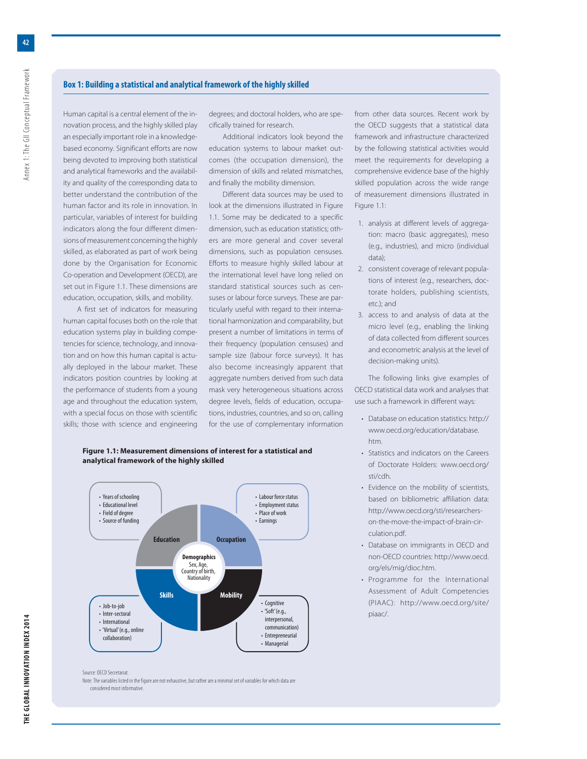## Box 1: Building a statistical and analytical framework of the highly skilled

Human capital is a central element of the innovation process, and the highly skilled play an especially important role in a knowledge-based economy. Significant efforts are now being devoted to improving both statistical and analytical frameworks and the availability and quality of the corresponding data to better understand the contribution of the human factor and its role in innovation. In particular, variables of interest for building indicators along the four different dimensions of measurement concerning the highly skilled, as elaborated as part of work being done by the Organisation for Economic Co-operation and Development (OECD), are set out in Figure 1.1. These dimensions are education, occupation, skills, and mobility.

A first set of indicators for measuring human capital focuses both on the role that education systems play in building competencies for science, technology, and innovation and on how this human capital is actually deployed in the labour market. These indicators position countries by looking at the performance of students from a young age and throughout the education system, with a special focus on those with scientific skills; those with science and engineering degrees; and doctoral holders, who are specifically trained for research.

Additional indicators look beyond the education systems to labour market outcomes (the occupation dimension), the dimension of skills and related mismatches, and finally the mobility dimension.

Different data sources may be used to look at the dimensions illustrated in Figure 1.1. Some may be dedicated to a specific dimension, such as education statistics; others are more general and cover several dimensions, such as population censuses. Efforts to measure highly skilled labour at the international level have long relied on standard statistical sources such as censuses or labour force surveys. These are particularly useful with regard to their international harmonization and comparability, but present a number of limitations in terms of their frequency (population censuses) and sample size (labour force surveys). It has also become increasingly apparent that aggregate numbers derived from such data mask very heterogeneous situations across degree levels, fields of education, occupations, industries, countries, and so on, calling for the use of complementary information from other data sources. Recent work by the OECD suggests that a statistical data framework and infrastructure characterized by the following statistical activities would meet the requirements for developing a comprehensive evidence base of the highly skilled population across the wide range of measurement dimensions illustrated in Figure 1.1:

1. analysis at different levels of aggregation: macro (basic aggregates), meso (e.g., industries), and micro (individual data);
2. consistent coverage of relevant populations of interest (e.g., researchers, doctorate holders, publishing scientists, etc.); and
3. access to and analysis of data at the micro level (e.g., enabling the linking of data collected from different sources and econometric analysis at the level of decision-making units).

The following links give examples of OECD statistical data work and analyses that use such a framework in different ways:

- Database on education statistics: http://www.oecd.org/education/database.htm.
- Statistics and indicators on the Careers of Doctorate Holders: www.oecd.org/sti/cdh.
- Evidence on the mobility of scientists, based on bibliometric affiliation data: http://www.oecd.org/sti/researchers-on-the-move-the-impact-of-brain-circulation.pdf.
- Database on immigrants in OECD and non-OECD countries: http://www.oecd.org/els/mig/dioc.htm.
- Programme for the International Assessment of Adult Competencies (PIAAC): http://www.oecd.org/site/piaac/.

**Figure 1.1: Measurement dimensions of interest for a statistical and analytical framework of the highly skilled**

**Demographics**: Sex, Age, Country of birth, Nationality

**Education**
- Years of schooling
- Educational level
- Field of degree
- Source of funding

**Occupation**
- Labour force status
- Employment status
- Place of work
- Earnings

**Skills**
- Cognitive
- 'Soft' (e.g., interpersonal, communication)
- Entrepreneurial
- Managerial

**Mobility**
- Job-to-job
- Inter-sectoral
- International
- 'Virtual' (e.g., online collaboration)

Source: OECD Secretariat.

Note: The variables listed in the figure are not exhaustive, but rather are a minimal set of variables for which data are considered most informative.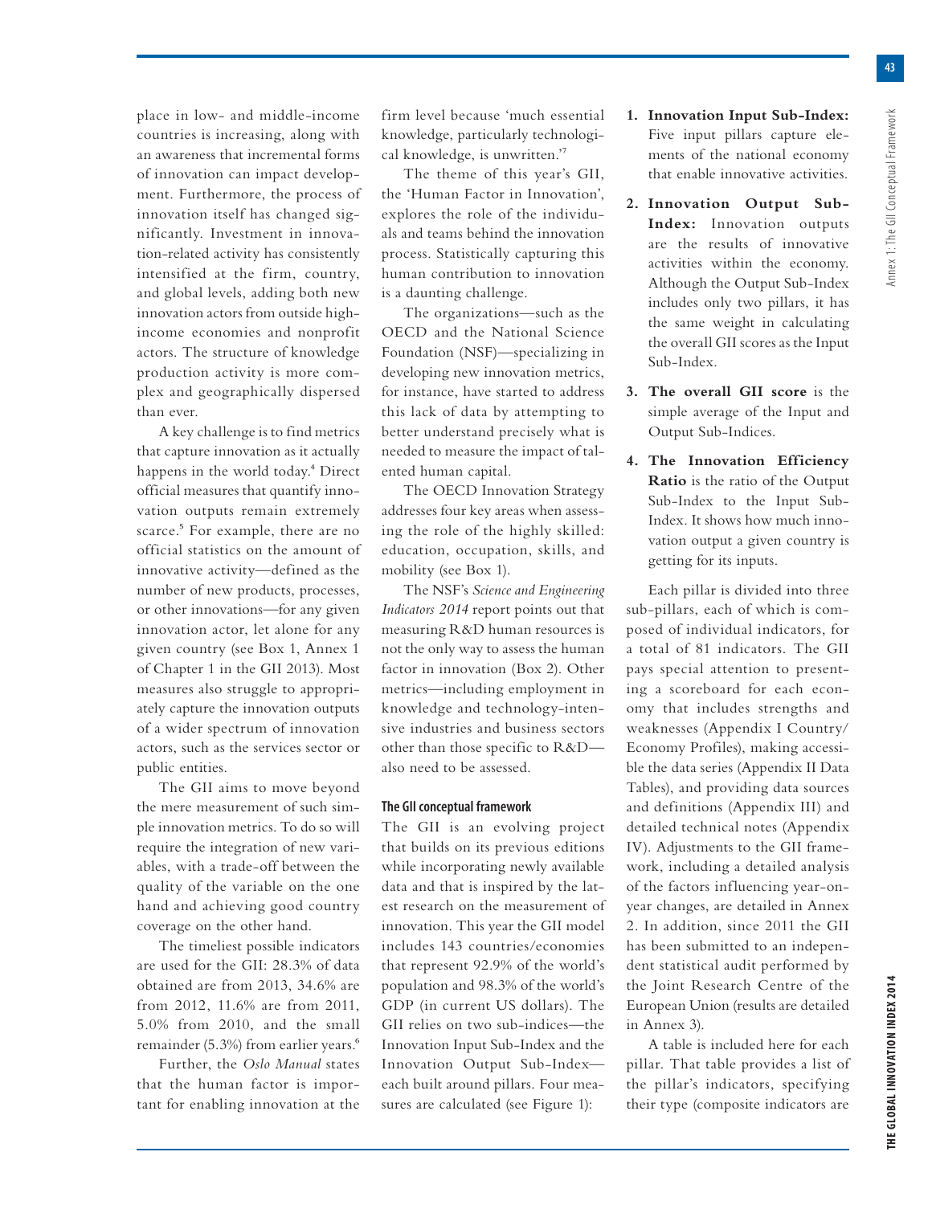place in low- and middle-income countries is increasing, along with an awareness that incremental forms of innovation can impact development. Furthermore, the process of innovation itself has changed significantly. Investment in innovation-related activity has consistently intensified at the firm, country, and global levels, adding both new innovation actors from outside high-income economies and nonprofit actors. The structure of knowledge production activity is more complex and geographically dispersed than ever.

A key challenge is to find metrics that capture innovation as it actually happens in the world today.[4] Direct official measures that quantify innovation outputs remain extremely scarce.[5] For example, there are no official statistics on the amount of innovative activity—defined as the number of new products, processes, or other innovations—for any given innovation actor, let alone for any given country (see Box 1, Annex 1 of Chapter 1 in the GII 2013). Most measures also struggle to appropriately capture the innovation outputs of a wider spectrum of innovation actors, such as the services sector or public entities.

The GII aims to move beyond the mere measurement of such simple innovation metrics. To do so will require the integration of new variables, with a trade-off between the quality of the variable on the one hand and achieving good country coverage on the other hand.

The timeliest possible indicators are used for the GII: 28.3% of data obtained are from 2013, 34.6% are from 2012, 11.6% are from 2011, 5.0% from 2010, and the small remainder (5.3%) from earlier years.[6]

Further, the *Oslo Manual* states that the human factor is important for enabling innovation at the firm level because 'much essential knowledge, particularly technological knowledge, is unwritten.'[7]

The theme of this year's GII, the 'Human Factor in Innovation', explores the role of the individuals and teams behind the innovation process. Statistically capturing this human contribution to innovation is a daunting challenge.

The organizations—such as the OECD and the National Science Foundation (NSF)—specializing in developing new innovation metrics, for instance, have started to address this lack of data by attempting to better understand precisely what is needed to measure the impact of talented human capital.

The OECD Innovation Strategy addresses four key areas when assessing the role of the highly skilled: education, occupation, skills, and mobility (see Box 1).

The NSF's *Science and Engineering Indicators 2014* report points out that measuring R&D human resources is not the only way to assess the human factor in innovation (Box 2). Other metrics—including employment in knowledge and technology-intensive industries and business sectors other than those specific to R&D—also need to be assessed.

### The GII conceptual framework

The GII is an evolving project that builds on its previous editions while incorporating newly available data and that is inspired by the latest research on the measurement of innovation. This year the GII model includes 143 countries/economies that represent 92.9% of the world's population and 98.3% of the world's GDP (in current US dollars). The GII relies on two sub-indices—the Innovation Input Sub-Index and the Innovation Output Sub-Index—each built around pillars. Four measures are calculated (see Figure 1):

1. **Innovation Input Sub-Index:** Five input pillars capture elements of the national economy that enable innovative activities.
2. **Innovation Output Sub-Index:** Innovation outputs are the results of innovative activities within the economy. Although the Output Sub-Index includes only two pillars, it has the same weight in calculating the overall GII scores as the Input Sub-Index.
3. **The overall GII score** is the simple average of the Input and Output Sub-Indices.
4. **The Innovation Efficiency Ratio** is the ratio of the Output Sub-Index to the Input Sub-Index. It shows how much innovation output a given country is getting for its inputs.

Each pillar is divided into three sub-pillars, each of which is composed of individual indicators, for a total of 81 indicators. The GII pays special attention to presenting a scoreboard for each economy that includes strengths and weaknesses (Appendix I Country/Economy Profiles), making accessible the data series (Appendix II Data Tables), and providing data sources and definitions (Appendix III) and detailed technical notes (Appendix IV). Adjustments to the GII framework, including a detailed analysis of the factors influencing year-on-year changes, are detailed in Annex 2. In addition, since 2011 the GII has been submitted to an independent statistical audit performed by the Joint Research Centre of the European Union (results are detailed in Annex 3).

A table is included here for each pillar. That table provides a list of the pillar's indicators, specifying their type (composite indicators are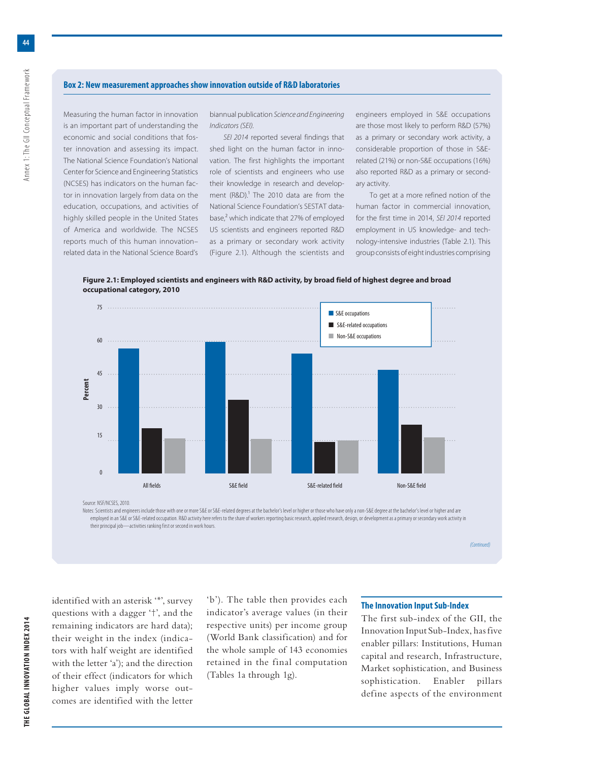## Box 2: New measurement approaches show innovation outside of R&D laboratories

Measuring the human factor in innovation is an important part of understanding the economic and social conditions that foster innovation and assessing its impact. The National Science Foundation's National Center for Science and Engineering Statistics (NCSES) has indicators on the human factor in innovation largely from data on the education, occupations, and activities of highly skilled people in the United States of America and worldwide. The NCSES reports much of this human innovation–related data in the National Science Board's biannual publication *Science and Engineering Indicators (SEI).*

*SEI 2014* reported several findings that shed light on the human factor in innovation. The first highlights the important role of scientists and engineers who use their knowledge in research and development (R&D).[1] The 2010 data are from the National Science Foundation's SESTAT database,[2] which indicate that 27% of employed US scientists and engineers reported R&D as a primary or secondary work activity (Figure 2.1). Although the scientists and engineers employed in S&E occupations are those most likely to perform R&D (57%) as a primary or secondary work activity, a considerable proportion of those in S&E-related (21%) or non-S&E occupations (16%) also reported R&D as a primary or secondary activity.

To get at a more refined notion of the human factor in commercial innovation, for the first time in 2014, *SEI 2014* reported employment in US knowledge- and technology-intensive industries (Table 2.1). This group consists of eight industries comprising

**Figure 2.1: Employed scientists and engineers with R&D activity, by broad field of highest degree and broad occupational category, 2010**

| Percent | S&E occupations | S&E-related occupations | Non-S&E occupations |
|---|---|---|---|
| All fields | ~57 | ~21 | ~16 |
| S&E field | ~60 | ~34 | ~16 |
| S&E-related field | ~55 | ~14 | ~15 |
| Non-S&E field | ~47 | ~22 | ~16 |

Source: NSF/NCSES, 2010.

Notes: Scientists and engineers include those with one or more S&E or S&E-related degrees at the bachelor's level or higher or those who have only a non-S&E degree at the bachelor's level or higher and are employed in an S&E or S&E-related occupation. R&D activity here refers to the share of workers reporting basic research, applied research, design, or development as a primary or secondary work activity in their principal job—activities ranking first or second in work hours.

*(Continued)*

identified with an asterisk '*', survey questions with a dagger '†', and the remaining indicators are hard data); their weight in the index (indicators with half weight are identified with the letter 'a'); and the direction of their effect (indicators for which higher values imply worse outcomes are identified with the letter 'b'). The table then provides each indicator's average values (in their respective units) per income group (World Bank classification) and for the whole sample of 143 economies retained in the final computation (Tables 1a through 1g).

### The Innovation Input Sub-Index

The first sub-index of the GII, the Innovation Input Sub-Index, has five enabler pillars: Institutions, Human capital and research, Infrastructure, Market sophistication, and Business sophistication. Enabler pillars define aspects of the environment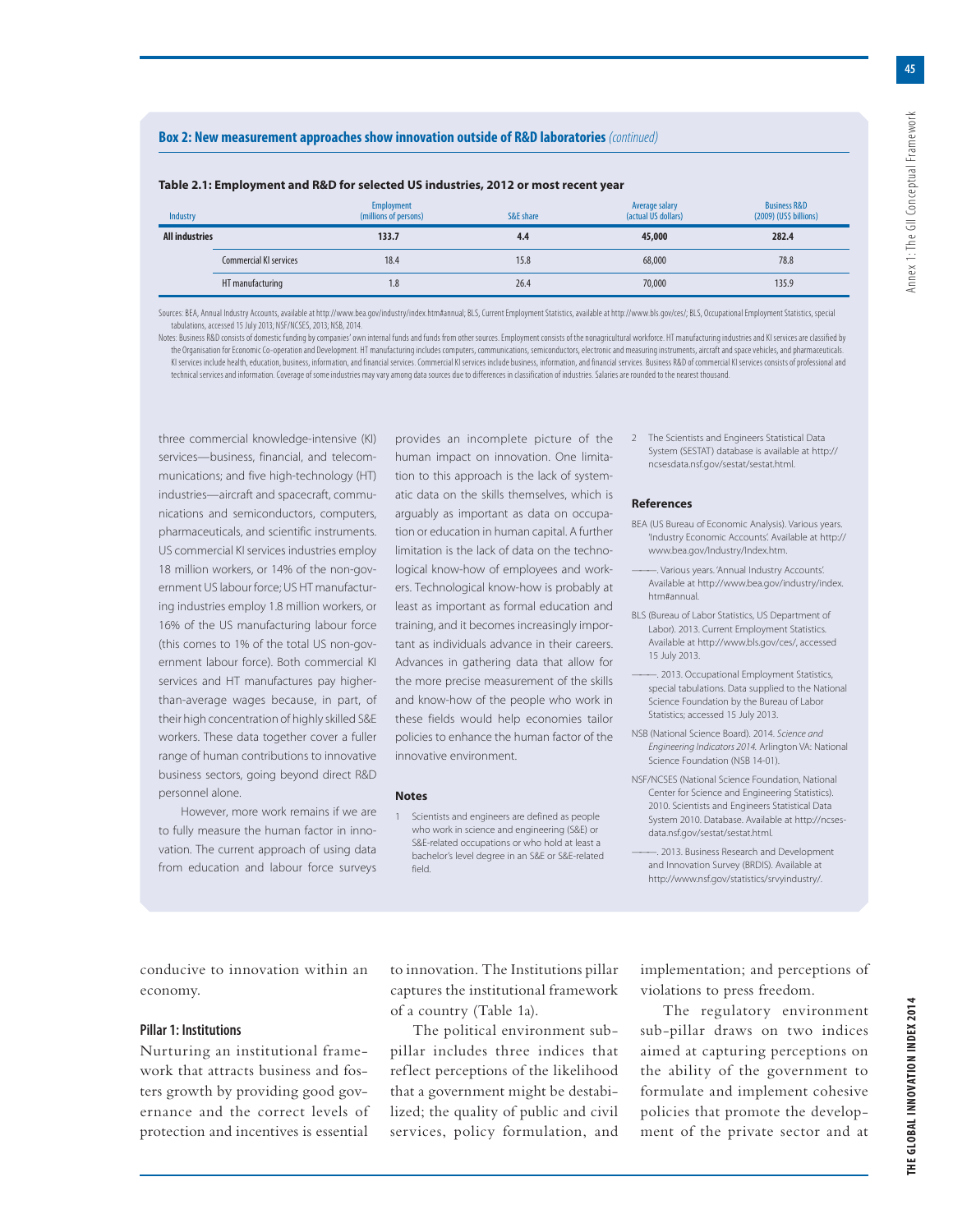### Box 2: New measurement approaches show innovation outside of R&D laboratories *(continued)*

**Table 2.1: Employment and R&D for selected US industries, 2012 or most recent year**

| Industry | | Employment (millions of persons) | S&E share | Average salary (actual US dollars) | Business R&D (2009) (US$ billions) |
|---|---|---|---|---|---|
| **All industries** | | **133.7** | **4.4** | **45,000** | **282.4** |
| | Commercial KI services | 18.4 | 15.8 | 68,000 | 78.8 |
| | HT manufacturing | 1.8 | 26.4 | 70,000 | 135.9 |

Sources: BEA, Annual Industry Accounts, available at http://www.bea.gov/industry/index.htm#annual; BLS, Current Employment Statistics, available at http://www.bls.gov/ces/; BLS, Occupational Employment Statistics, special tabulations, accessed 15 July 2013; NSF/NCSES, 2013; NSB, 2014.

Notes: Business R&D consists of domestic funding by companies' own internal funds and funds from other sources. Employment consists of the nonagricultural workforce. HT manufacturing industries and KI services are classified by the Organisation for Economic Co-operation and Development. HT manufacturing includes computers, communications, semiconductors, electronic and measuring instruments, aircraft and space vehicles, and pharmaceuticals. KI services include health, education, business, information, and financial services. Commercial KI services include business, information, and financial services. Business R&D of commercial KI services consists of professional and technical services and information. Coverage of some industries may vary among data sources due to differences in classification of industries. Salaries are rounded to the nearest thousand.

three commercial knowledge-intensive (KI) services—business, financial, and telecommunications; and five high-technology (HT) industries—aircraft and spacecraft, communications and semiconductors, computers, pharmaceuticals, and scientific instruments. US commercial KI services industries employ 18 million workers, or 14% of the non-government US labour force; US HT manufacturing industries employ 1.8 million workers, or 16% of the US manufacturing labour force (this comes to 1% of the total US non-government labour force). Both commercial KI services and HT manufactures pay higher-than-average wages because, in part, of their high concentration of highly skilled S&E workers. These data together cover a fuller range of human contributions to innovative business sectors, going beyond direct R&D personnel alone.

However, more work remains if we are to fully measure the human factor in innovation. The current approach of using data from education and labour force surveys provides an incomplete picture of the human impact on innovation. One limitation to this approach is the lack of systematic data on the skills themselves, which is arguably as important as data on occupation or education in human capital. A further limitation is the lack of data on the technological know-how of employees and workers. Technological know-how is probably at least as important as formal education and training, and it becomes increasingly important as individuals advance in their careers. Advances in gathering data that allow for the more precise measurement of the skills and know-how of the people who work in these fields would help economies tailor policies to enhance the human factor of the innovative environment.

#### Notes

1 Scientists and engineers are defined as people who work in science and engineering (S&E) or S&E-related occupations or who hold at least a bachelor's level degree in an S&E or S&E-related field.

2 The Scientists and Engineers Statistical Data System (SESTAT) database is available at http://ncsesdata.nsf.gov/sestat/sestat.html.

#### References

BEA (US Bureau of Economic Analysis). Various years. 'Industry Economic Accounts'. Available at http://www.bea.gov/Industry/Index.htm.

———. Various years. 'Annual Industry Accounts'. Available at http://www.bea.gov/industry/index.htm#annual.

BLS (Bureau of Labor Statistics, US Department of Labor). 2013. Current Employment Statistics. Available at http://www.bls.gov/ces/, accessed 15 July 2013.

———. 2013. Occupational Employment Statistics, special tabulations. Data supplied to the National Science Foundation by the Bureau of Labor Statistics; accessed 15 July 2013.

NSB (National Science Board). 2014. *Science and Engineering Indicators 2014.* Arlington VA: National Science Foundation (NSB 14-01).

NSF/NCSES (National Science Foundation, National Center for Science and Engineering Statistics). 2010. Scientists and Engineers Statistical Data System 2010. Database. Available at http://ncsesdata.nsf.gov/sestat/sestat.html.

———. 2013. Business Research and Development and Innovation Survey (BRDIS). Available at http://www.nsf.gov/statistics/srvyindustry/.

---

conducive to innovation within an economy.

### Pillar 1: Institutions

Nurturing an institutional framework that attracts business and fosters growth by providing good governance and the correct levels of protection and incentives is essential to innovation. The Institutions pillar captures the institutional framework of a country (Table 1a).

The political environment sub-pillar includes three indices that reflect perceptions of the likelihood that a government might be destabilized; the quality of public and civil services, policy formulation, and implementation; and perceptions of violations to press freedom.

The regulatory environment sub-pillar draws on two indices aimed at capturing perceptions on the ability of the government to formulate and implement cohesive policies that promote the development of the private sector and at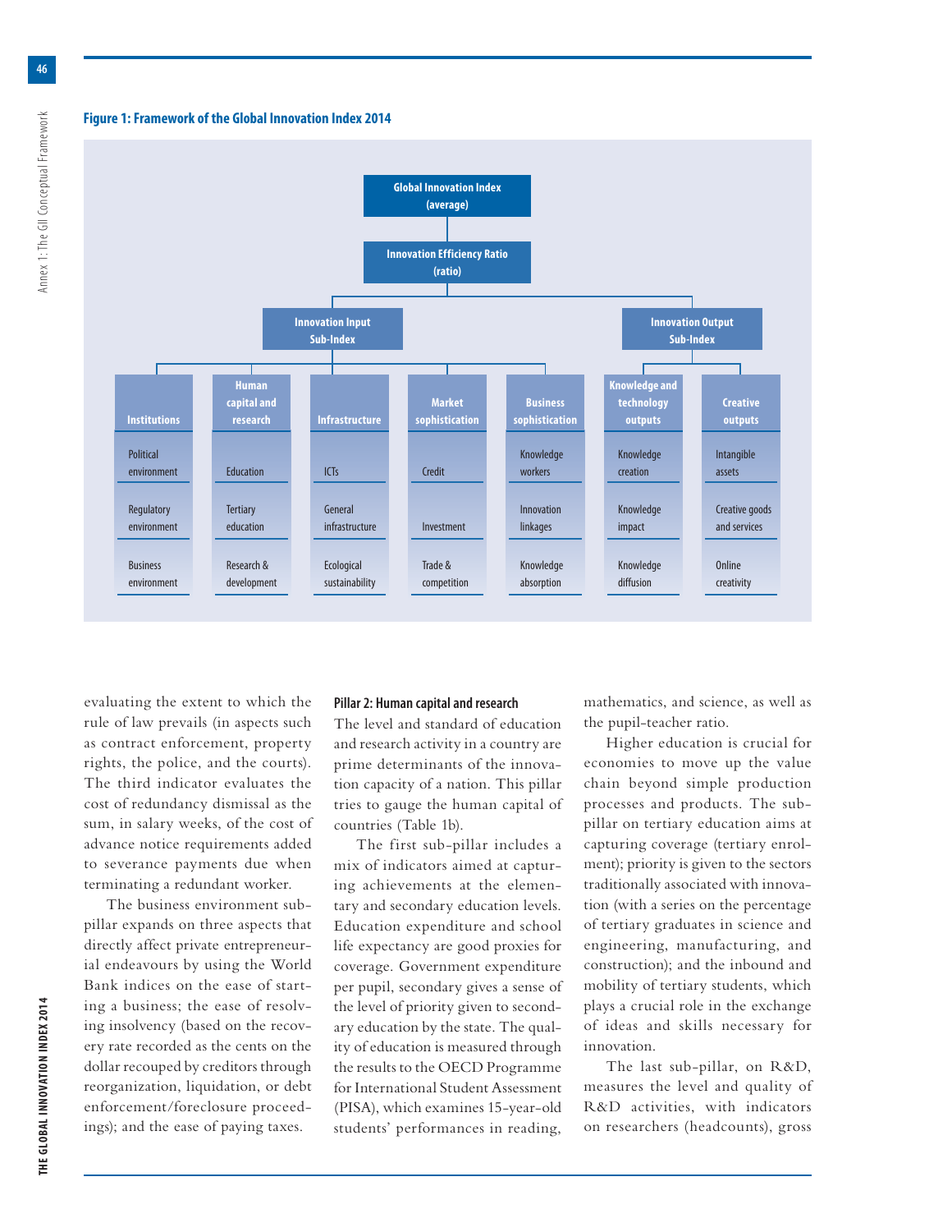**Figure 1: Framework of the Global Innovation Index 2014**

- **Global Innovation Index (average)**
- **Innovation Efficiency Ratio (ratio)**
  - **Innovation Input Sub-Index**
    - **Institutions**: Political environment; Regulatory environment; Business environment
    - **Human capital and research**: Education; Tertiary education; Research & development
    - **Infrastructure**: ICTs; General infrastructure; Ecological sustainability
    - **Market sophistication**: Credit; Investment; Trade & competition
    - **Business sophistication**: Knowledge workers; Innovation linkages; Knowledge absorption
  - **Innovation Output Sub-Index**
    - **Knowledge and technology outputs**: Knowledge creation; Knowledge impact; Knowledge diffusion
    - **Creative outputs**: Intangible assets; Creative goods and services; Online creativity

evaluating the extent to which the rule of law prevails (in aspects such as contract enforcement, property rights, the police, and the courts). The third indicator evaluates the cost of redundancy dismissal as the sum, in salary weeks, of the cost of advance notice requirements added to severance payments due when terminating a redundant worker.

The business environment sub-pillar expands on three aspects that directly affect private entrepreneurial endeavours by using the World Bank indices on the ease of starting a business; the ease of resolving insolvency (based on the recovery rate recorded as the cents on the dollar recouped by creditors through reorganization, liquidation, or debt enforcement/foreclosure proceedings); and the ease of paying taxes.

#### Pillar 2: Human capital and research

The level and standard of education and research activity in a country are prime determinants of the innovation capacity of a nation. This pillar tries to gauge the human capital of countries (Table 1b).

The first sub-pillar includes a mix of indicators aimed at capturing achievements at the elementary and secondary education levels. Education expenditure and school life expectancy are good proxies for coverage. Government expenditure per pupil, secondary gives a sense of the level of priority given to secondary education by the state. The quality of education is measured through the results to the OECD Programme for International Student Assessment (PISA), which examines 15-year-old students' performances in reading, mathematics, and science, as well as the pupil-teacher ratio.

Higher education is crucial for economies to move up the value chain beyond simple production processes and products. The sub-pillar on tertiary education aims at capturing coverage (tertiary enrolment); priority is given to the sectors traditionally associated with innovation (with a series on the percentage of tertiary graduates in science and engineering, manufacturing, and construction); and the inbound and mobility of tertiary students, which plays a crucial role in the exchange of ideas and skills necessary for innovation.

The last sub-pillar, on R&D, measures the level and quality of R&D activities, with indicators on researchers (headcounts), gross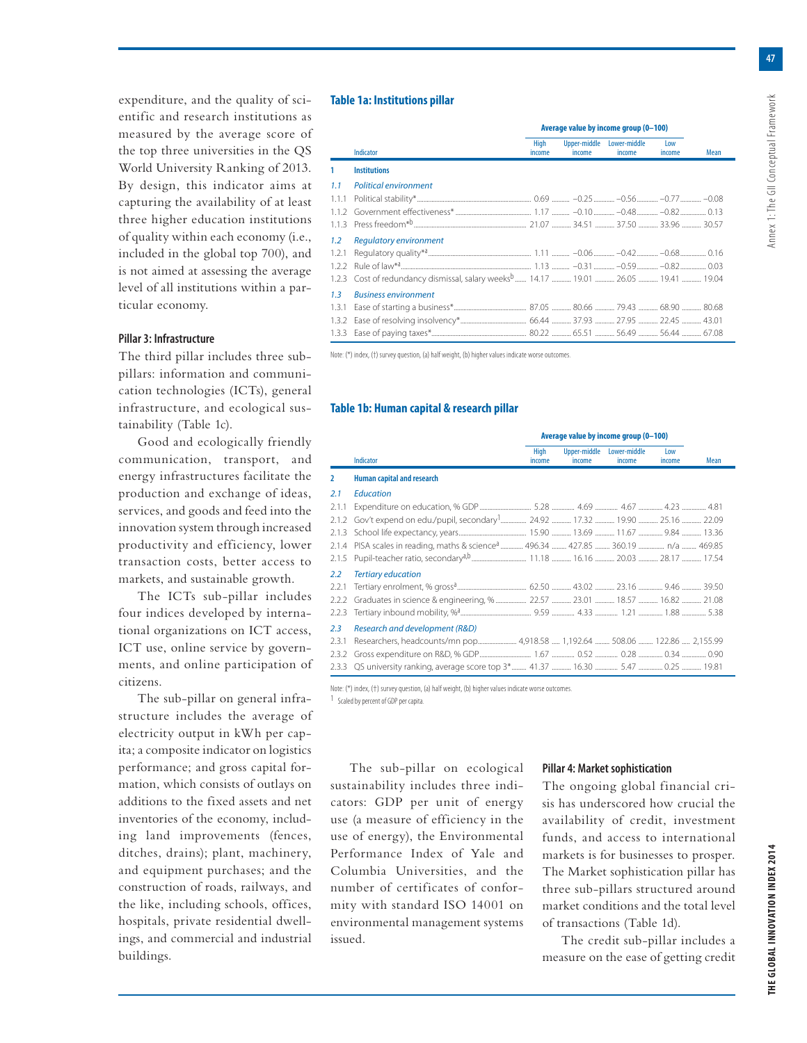expenditure, and the quality of scientific and research institutions as measured by the average score of the top three universities in the QS World University Ranking of 2013. By design, this indicator aims at capturing the availability of at least three higher education institutions of quality within each economy (i.e., included in the global top 700), and is not aimed at assessing the average level of all institutions within a particular economy.

### Pillar 3: Infrastructure

The third pillar includes three sub-pillars: information and communication technologies (ICTs), general infrastructure, and ecological sustainability (Table 1c).

Good and ecologically friendly communication, transport, and energy infrastructures facilitate the production and exchange of ideas, services, and goods and feed into the innovation system through increased productivity and efficiency, lower transaction costs, better access to markets, and sustainable growth.

The ICTs sub-pillar includes four indices developed by international organizations on ICT access, ICT use, online service by governments, and online participation of citizens.

The sub-pillar on general infrastructure includes the average of electricity output in kWh per capita; a composite indicator on logistics performance; and gross capital formation, which consists of outlays on additions to the fixed assets and net inventories of the economy, including land improvements (fences, ditches, drains); plant, machinery, and equipment purchases; and the construction of roads, railways, and the like, including schools, offices, hospitals, private residential dwellings, and commercial and industrial buildings.

### Table 1a: Institutions pillar

| | Indicator | Average value by income group (0–100) | | | | |
|---|---|---|---|---|---|---|
| | | High income | Upper-middle income | Lower-middle income | Low income | Mean |
| **1** | **Institutions** | | | | | |
| *1.1* | *Political environment* | | | | | |
| 1.1.1 | Political stability* | 0.69 | −0.25 | −0.56 | −0.77 | −0.08 |
| 1.1.2 | Government effectiveness* | 1.17 | −0.10 | −0.48 | −0.82 | 0.13 |
| 1.1.3 | Press freedom*[b] | 21.07 | 34.51 | 37.50 | 33.96 | 30.57 |
| *1.2* | *Regulatory environment* | | | | | |
| 1.2.1 | Regulatory quality*[a] | 1.11 | −0.06 | −0.42 | −0.68 | 0.16 |
| 1.2.2 | Rule of law*[a] | 1.13 | −0.31 | −0.59 | −0.82 | 0.03 |
| 1.2.3 | Cost of redundancy dismissal, salary weeks[b] | 14.17 | 19.01 | 26.05 | 19.41 | 19.04 |
| *1.3* | *Business environment* | | | | | |
| 1.3.1 | Ease of starting a business* | 87.05 | 80.66 | 79.43 | 68.90 | 80.68 |
| 1.3.2 | Ease of resolving insolvency* | 66.44 | 37.93 | 27.95 | 22.45 | 43.01 |
| 1.3.3 | Ease of paying taxes* | 80.22 | 65.51 | 56.49 | 56.44 | 67.08 |

Note: (*) index, (†) survey question, (a) half weight, (b) higher values indicate worse outcomes.

### Table 1b: Human capital & research pillar

| | Indicator | Average value by income group (0–100) | | | | |
|---|---|---|---|---|---|---|
| | | High income | Upper-middle income | Lower-middle income | Low income | Mean |
| **2** | **Human capital and research** | | | | | |
| *2.1* | *Education* | | | | | |
| 2.1.1 | Expenditure on education, % GDP | 5.28 | 4.69 | 4.67 | 4.23 | 4.81 |
| 2.1.2 | Gov't expend on edu./pupil, secondary[1] | 24.92 | 17.32 | 19.90 | 25.16 | 22.09 |
| 2.1.3 | School life expectancy, years | 15.90 | 13.69 | 11.67 | 9.84 | 13.36 |
| 2.1.4 | PISA scales in reading, maths & science[a] | 496.34 | 427.85 | 360.19 | n/a | 469.85 |
| 2.1.5 | Pupil-teacher ratio, secondary[a,b] | 11.18 | 16.16 | 20.03 | 28.17 | 17.54 |
| *2.2* | *Tertiary education* | | | | | |
| 2.2.1 | Tertiary enrolment, % gross[a] | 62.50 | 43.02 | 23.16 | 9.46 | 39.50 |
| 2.2.2 | Graduates in science & engineering, % | 22.57 | 23.01 | 18.57 | 16.82 | 21.08 |
| 2.2.3 | Tertiary inbound mobility, %[a] | 9.59 | 4.33 | 1.21 | 1.88 | 5.38 |
| *2.3* | *Research and development (R&D)* | | | | | |
| 2.3.1 | Researchers, headcounts/mn pop. | 4,918.58 | 1,192.64 | 508.06 | 122.86 | 2,155.99 |
| 2.3.2 | Gross expenditure on R&D, % GDP | 1.67 | 0.52 | 0.28 | 0.34 | 0.90 |
| 2.3.3 | QS university ranking, average score top 3* | 41.37 | 16.30 | 5.47 | 0.25 | 19.81 |

Note: (*) index, (†) survey question, (a) half weight, (b) higher values indicate worse outcomes.

1 Scaled by percent of GDP per capita.

The sub-pillar on ecological sustainability includes three indicators: GDP per unit of energy use (a measure of efficiency in the use of energy), the Environmental Performance Index of Yale and Columbia Universities, and the number of certificates of conformity with standard ISO 14001 on environmental management systems issued.

### Pillar 4: Market sophistication

The ongoing global financial crisis has underscored how crucial the availability of credit, investment funds, and access to international markets is for businesses to prosper. The Market sophistication pillar has three sub-pillars structured around market conditions and the total level of transactions (Table 1d).

The credit sub-pillar includes a measure on the ease of getting credit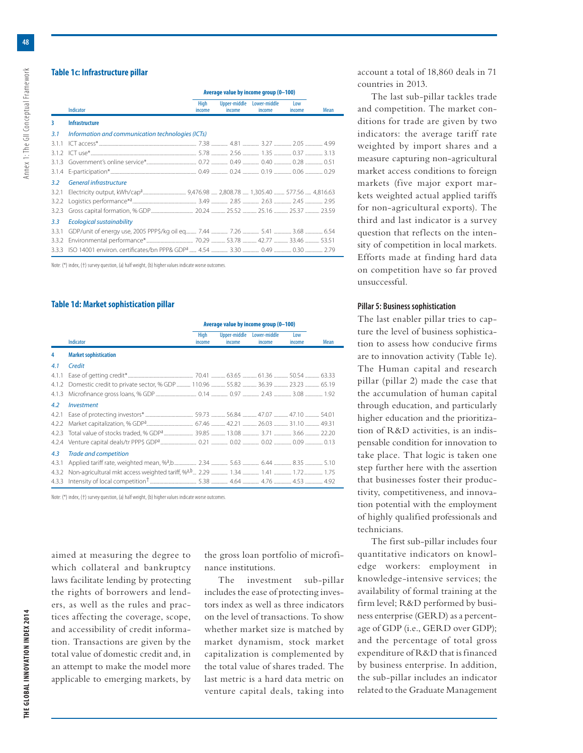### Table 1c: Infrastructure pillar

| | Indicator | Average value by income group (0–100) | | | | |
|---|---|---|---|---|---|---|
| | | High income | Upper-middle income | Lower-middle income | Low income | Mean |
| 3 | **Infrastructure** | | | | | |
| *3.1* | *Information and communication technologies (ICTs)* | | | | | |
| 3.1.1 | ICT access* | 7.38 | 4.81 | 3.27 | 2.05 | 4.99 |
| 3.1.2 | ICT use* | 5.78 | 2.56 | 1.35 | 0.37 | 3.13 |
| 3.1.3 | Government's online service* | 0.72 | 0.49 | 0.40 | 0.28 | 0.51 |
| 3.1.4 | E-participation* | 0.49 | 0.24 | 0.19 | 0.06 | 0.29 |
| *3.2* | *General infrastructure* | | | | | |
| 3.2.1 | Electricity output, kWh/cap[a] | 9,476.98 | 2,808.78 | 1,305.40 | 577.56 | 4,816.63 |
| 3.2.2 | Logistics performance*[a] | 3.49 | 2.85 | 2.63 | 2.45 | 2.95 |
| 3.2.3 | Gross capital formation, % GDP | 20.24 | 25.52 | 25.16 | 25.37 | 23.59 |
| *3.3* | *Ecological sustainability* | | | | | |
| 3.3.1 | GDP/unit of energy use, 2005 PPP$/kg oil eq | 7.44 | 7.26 | 5.41 | 3.68 | 6.54 |
| 3.3.2 | Environmental performance* | 70.29 | 53.78 | 42.77 | 33.46 | 53.51 |
| 3.3.3 | ISO 14001 environ. certificates/bn PPP$ GDP[a] | 4.54 | 3.30 | 0.49 | 0.30 | 2.79 |

Note: (*) index, (†) survey question, (a) half weight, (b) higher values indicate worse outcomes.

### Table 1d: Market sophistication pillar

| | Indicator | Average value by income group (0–100) | | | | |
|---|---|---|---|---|---|---|
| | | High income | Upper-middle income | Lower-middle income | Low income | Mean |
| 4 | **Market sophistication** | | | | | |
| *4.1* | *Credit* | | | | | |
| 4.1.1 | Ease of getting credit* | 70.41 | 63.65 | 61.36 | 50.54 | 63.33 |
| 4.1.2 | Domestic credit to private sector, % GDP | 110.96 | 55.82 | 36.39 | 23.23 | 65.19 |
| 4.1.3 | Microfinance gross loans, % GDP | 0.14 | 0.97 | 2.43 | 3.08 | 1.92 |
| *4.2* | *Investment* | | | | | |
| 4.2.1 | Ease of protecting investors* | 59.73 | 56.84 | 47.07 | 47.10 | 54.01 |
| 4.2.2 | Market capitalization, % GDP[a] | 67.46 | 42.21 | 26.03 | 31.10 | 49.31 |
| 4.2.3 | Total value of stocks traded, % GDP[a] | 39.85 | 13.08 | 3.71 | 3.66 | 22.20 |
| 4.2.4 | Venture capital deals/tr PPP$ GDP[a] | 0.21 | 0.02 | 0.02 | 0.09 | 0.13 |
| *4.3* | *Trade and competition* | | | | | |
| 4.3.1 | Applied tariff rate, weighted mean, %[a,b] | 2.34 | 5.63 | 6.44 | 8.35 | 5.10 |
| 4.3.2 | Non-agricultural mkt access weighted tariff, %[a,b] | 2.29 | 1.34 | 1.41 | 1.72 | 1.75 |
| 4.3.3 | Intensity of local competition† | 5.38 | 4.64 | 4.76 | 4.53 | 4.92 |

Note: (*) index, (†) survey question, (a) half weight, (b) higher values indicate worse outcomes.

aimed at measuring the degree to which collateral and bankruptcy laws facilitate lending by protecting the rights of borrowers and lenders, as well as the rules and practices affecting the coverage, scope, and accessibility of credit information. Transactions are given by the total value of domestic credit and, in an attempt to make the model more applicable to emerging markets, by the gross loan portfolio of microfinance institutions.

The investment sub-pillar includes the ease of protecting investors index as well as three indicators on the level of transactions. To show whether market size is matched by market dynamism, stock market capitalization is complemented by the total value of shares traded. The last metric is a hard data metric on venture capital deals, taking into account a total of 18,860 deals in 71 countries in 2013.

The last sub-pillar tackles trade and competition. The market conditions for trade are given by two indicators: the average tariff rate weighted by import shares and a measure capturing non-agricultural market access conditions to foreign markets (five major export markets weighted actual applied tariffs for non-agricultural exports). The third and last indicator is a survey question that reflects on the intensity of competition in local markets. Efforts made at finding hard data on competition have so far proved unsuccessful.

#### Pillar 5: Business sophistication

The last enabler pillar tries to capture the level of business sophistication to assess how conducive firms are to innovation activity (Table 1e). The Human capital and research pillar (pillar 2) made the case that the accumulation of human capital through education, and particularly higher education and the prioritization of R&D activities, is an indispensable condition for innovation to take place. That logic is taken one step further here with the assertion that businesses foster their productivity, competitiveness, and innovation potential with the employment of highly qualified professionals and technicians.

The first sub-pillar includes four quantitative indicators on knowledge workers: employment in knowledge-intensive services; the availability of formal training at the firm level; R&D performed by business enterprise (GERD) as a percentage of GDP (i.e., GERD over GDP); and the percentage of total gross expenditure of R&D that is financed by business enterprise. In addition, the sub-pillar includes an indicator related to the Graduate Management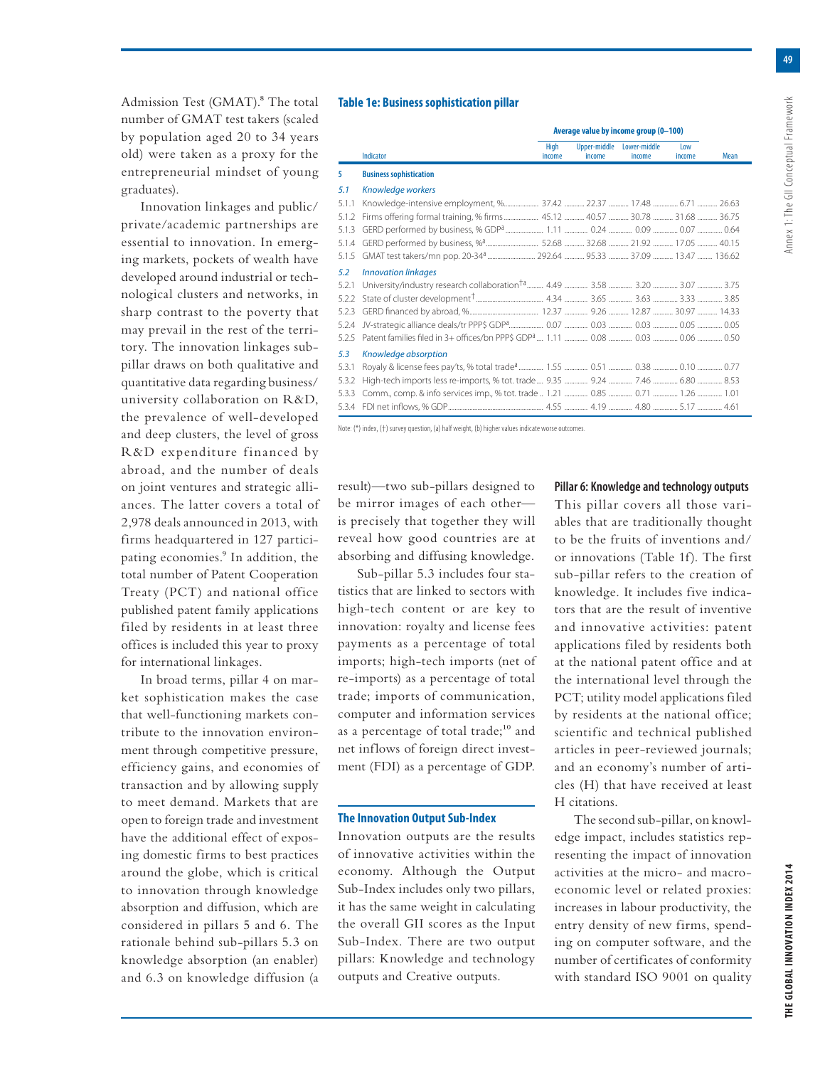Admission Test (GMAT).[8] The total number of GMAT test takers (scaled by population aged 20 to 34 years old) were taken as a proxy for the entrepreneurial mindset of young graduates).

Innovation linkages and public/private/academic partnerships are essential to innovation. In emerging markets, pockets of wealth have developed around industrial or technological clusters and networks, in sharp contrast to the poverty that may prevail in the rest of the territory. The innovation linkages sub-pillar draws on both qualitative and quantitative data regarding business/university collaboration on R&D, the prevalence of well-developed and deep clusters, the level of gross R&D expenditure financed by abroad, and the number of deals on joint ventures and strategic alliances. The latter covers a total of 2,978 deals announced in 2013, with firms headquartered in 127 participating economies.[9] In addition, the total number of Patent Cooperation Treaty (PCT) and national office published patent family applications filed by residents in at least three offices is included this year to proxy for international linkages.

In broad terms, pillar 4 on market sophistication makes the case that well-functioning markets contribute to the innovation environment through competitive pressure, efficiency gains, and economies of transaction and by allowing supply to meet demand. Markets that are open to foreign trade and investment have the additional effect of exposing domestic firms to best practices around the globe, which is critical to innovation through knowledge absorption and diffusion, which are considered in pillars 5 and 6. The rationale behind sub-pillars 5.3 on knowledge absorption (an enabler) and 6.3 on knowledge diffusion (a result)—two sub-pillars designed to be mirror images of each other—is precisely that together they will reveal how good countries are at absorbing and diffusing knowledge.

**Table 1e: Business sophistication pillar**

| | | Average value by income group (0–100) | | | | |
|---|---|---|---|---|---|---|
| | Indicator | High income | Upper-middle income | Lower-middle income | Low income | Mean |
| **5** | **Business sophistication** | | | | | |
| *5.1* | *Knowledge workers* | | | | | |
| 5.1.1 | Knowledge-intensive employment, % | 37.42 | 22.37 | 17.48 | 6.71 | 26.63 |
| 5.1.2 | Firms offering formal training, % firms | 45.12 | 40.57 | 30.78 | 31.68 | 36.75 |
| 5.1.3 | GERD performed by business, % GDP[a] | 1.11 | 0.24 | 0.09 | 0.07 | 0.64 |
| 5.1.4 | GERD performed by business, %[a] | 52.68 | 32.68 | 21.92 | 17.05 | 40.15 |
| 5.1.5 | GMAT test takers/mn pop. 20-34[a] | 292.64 | 95.33 | 37.09 | 13.47 | 136.62 |
| *5.2* | *Innovation linkages* | | | | | |
| 5.2.1 | University/industry research collaboration[†a] | 4.49 | 3.58 | 3.20 | 3.07 | 3.75 |
| 5.2.2 | State of cluster development[†] | 4.34 | 3.65 | 3.63 | 3.33 | 3.85 |
| 5.2.3 | GERD financed by abroad, % | 12.37 | 9.26 | 12.87 | 30.97 | 14.33 |
| 5.2.4 | JV-strategic alliance deals/tr PPP$ GDP[a] | 0.07 | 0.03 | 0.03 | 0.05 | 0.05 |
| 5.2.5 | Patent families filed in 3+ offices/bn PPP$ GDP[a] | 1.11 | 0.08 | 0.03 | 0.06 | 0.50 |
| *5.3* | *Knowledge absorption* | | | | | |
| 5.3.1 | Royaly & license fees pay'ts, % total trade[a] | 1.55 | 0.51 | 0.38 | 0.10 | 0.77 |
| 5.3.2 | High-tech imports less re-imports, % tot. trade | 9.35 | 9.24 | 7.46 | 6.80 | 8.53 |
| 5.3.3 | Comm., comp. & info services imp., % tot. trade | 1.21 | 0.85 | 0.71 | 1.26 | 1.01 |
| 5.3.4 | FDI net inflows, % GDP | 4.55 | 4.19 | 4.80 | 5.17 | 4.61 |

Note: (*) index, (†) survey question, (a) half weight, (b) higher values indicate worse outcomes.

Sub-pillar 5.3 includes four statistics that are linked to sectors with high-tech content or are key to innovation: royalty and license fees payments as a percentage of total imports; high-tech imports (net of re-imports) as a percentage of total trade; imports of communication, computer and information services as a percentage of total trade;[10] and net inflows of foreign direct investment (FDI) as a percentage of GDP.

### The Innovation Output Sub-Index

Innovation outputs are the results of innovative activities within the economy. Although the Output Sub-Index includes only two pillars, it has the same weight in calculating the overall GII scores as the Input Sub-Index. There are two output pillars: Knowledge and technology outputs and Creative outputs.

#### Pillar 6: Knowledge and technology outputs

This pillar covers all those variables that are traditionally thought to be the fruits of inventions and/or innovations (Table 1f). The first sub-pillar refers to the creation of knowledge. It includes five indicators that are the result of inventive and innovative activities: patent applications filed by residents both at the national patent office and at the international level through the PCT; utility model applications filed by residents at the national office; scientific and technical published articles in peer-reviewed journals; and an economy's number of articles (H) that have received at least H citations.

The second sub-pillar, on knowledge impact, includes statistics representing the impact of innovation activities at the micro- and macroeconomic level or related proxies: increases in labour productivity, the entry density of new firms, spending on computer software, and the number of certificates of conformity with standard ISO 9001 on quality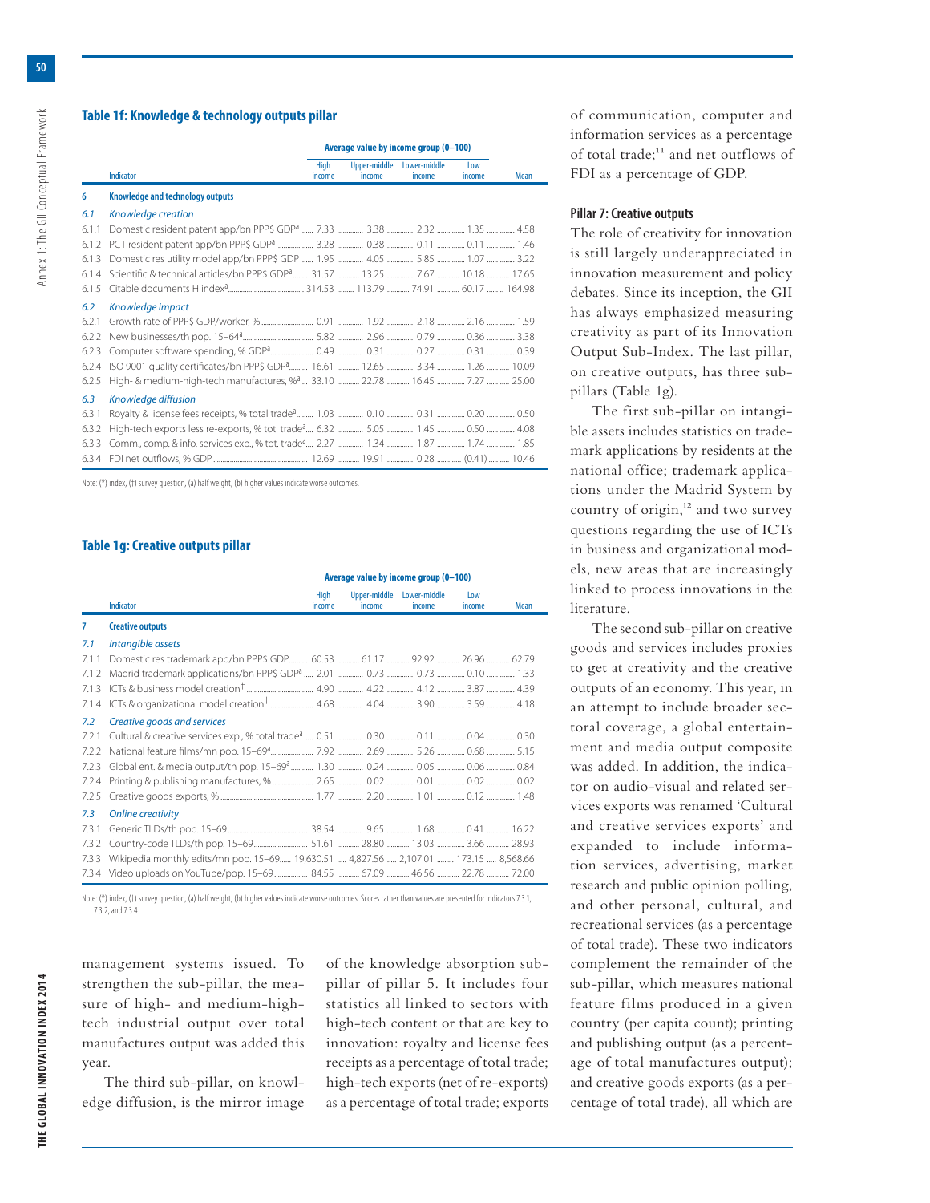## Table 1f: Knowledge & technology outputs pillar

| | Indicator | Average value by income group (0–100) | | | | |
|---|---|---|---|---|---|---|
| | | High income | Upper-middle income | Lower-middle income | Low income | Mean |
| **6** | **Knowledge and technology outputs** | | | | | |
| *6.1* | *Knowledge creation* | | | | | |
| 6.1.1 | Domestic resident patent app/bn PPP$ GDP[a] | 7.33 | 3.38 | 2.32 | 1.35 | 4.58 |
| 6.1.2 | PCT resident patent app/bn PPP$ GDP[a] | 3.28 | 0.38 | 0.11 | 0.11 | 1.46 |
| 6.1.3 | Domestic res utility model app/bn PPP$ GDP | 1.95 | 4.05 | 5.85 | 1.07 | 3.22 |
| 6.1.4 | Scientific & technical articles/bn PPP$ GDP[a] | 31.57 | 13.25 | 7.67 | 10.18 | 17.65 |
| 6.1.5 | Citable documents H index[a] | 314.53 | 113.79 | 74.91 | 60.17 | 164.98 |
| *6.2* | *Knowledge impact* | | | | | |
| 6.2.1 | Growth rate of PPP$ GDP/worker, % | 0.91 | 1.92 | 2.18 | 2.16 | 1.59 |
| 6.2.2 | New businesses/th pop. 15–64[a] | 5.82 | 2.96 | 0.79 | 0.36 | 3.38 |
| 6.2.3 | Computer software spending, % GDP[a] | 0.49 | 0.31 | 0.27 | 0.31 | 0.39 |
| 6.2.4 | ISO 9001 quality certificates/bn PPP$ GDP[a] | 16.61 | 12.65 | 3.34 | 1.26 | 10.09 |
| 6.2.5 | High- & medium-high-tech manufactures, %[a] | 33.10 | 22.78 | 16.45 | 7.27 | 25.00 |
| *6.3* | *Knowledge diffusion* | | | | | |
| 6.3.1 | Royalty & license fees receipts, % total trade[a] | 1.03 | 0.10 | 0.31 | 0.20 | 0.50 |
| 6.3.2 | High-tech exports less re-exports, % tot. trade[a] | 6.32 | 5.05 | 1.45 | 0.50 | 4.08 |
| 6.3.3 | Comm., comp. & info. services exp., % tot. trade[a] | 2.27 | 1.34 | 1.87 | 1.74 | 1.85 |
| 6.3.4 | FDI net outflows, % GDP | 12.69 | 19.91 | 0.28 | (0.41) | 10.46 |

Note: (*) index, (†) survey question, (a) half weight, (b) higher values indicate worse outcomes.

## Table 1g: Creative outputs pillar

| | Indicator | Average value by income group (0–100) | | | | |
|---|---|---|---|---|---|---|
| | | High income | Upper-middle income | Lower-middle income | Low income | Mean |
| **7** | **Creative outputs** | | | | | |
| *7.1* | *Intangible assets* | | | | | |
| 7.1.1 | Domestic res trademark app/bn PPP$ GDP | 60.53 | 61.17 | 92.92 | 26.96 | 62.79 |
| 7.1.2 | Madrid trademark applications/bn PPP$ GDP[a] | 2.01 | 0.73 | 0.73 | 0.10 | 1.33 |
| 7.1.3 | ICTs & business model creation[†] | 4.90 | 4.22 | 4.12 | 3.87 | 4.39 |
| 7.1.4 | ICTs & organizational model creation[†] | 4.68 | 4.04 | 3.90 | 3.59 | 4.18 |
| *7.2* | *Creative goods and services* | | | | | |
| 7.2.1 | Cultural & creative services exp., % total trade[a] | 0.51 | 0.30 | 0.11 | 0.04 | 0.30 |
| 7.2.2 | National feature films/mn pop. 15–69[a] | 7.92 | 2.69 | 5.26 | 0.68 | 5.15 |
| 7.2.3 | Global ent. & media output/th pop. 15–69[a] | 1.30 | 0.24 | 0.05 | 0.06 | 0.84 |
| 7.2.4 | Printing & publishing manufactures, % | 2.65 | 0.02 | 0.01 | 0.02 | 0.02 |
| 7.2.5 | Creative goods exports, % | 1.77 | 2.20 | 1.01 | 0.12 | 1.48 |
| *7.3* | *Online creativity* | | | | | |
| 7.3.1 | Generic TLDs/th pop. 15–69 | 38.54 | 9.65 | 1.68 | 0.41 | 16.22 |
| 7.3.2 | Country-code TLDs/th pop. 15–69 | 51.61 | 28.80 | 13.03 | 3.66 | 28.93 |
| 7.3.3 | Wikipedia monthly edits/mn pop. 15–69 | 19,630.51 | 4,827.56 | 2,107.01 | 173.15 | 8,568.66 |
| 7.3.4 | Video uploads on YouTube/pop. 15–69 | 84.55 | 67.09 | 46.56 | 22.78 | 72.00 |

Note: (*) index, (†) survey question, (a) half weight, (b) higher values indicate worse outcomes. Scores rather than values are presented for indicators 7.3.1, 7.3.2, and 7.3.4.

management systems issued. To strengthen the sub-pillar, the measure of high- and medium-high-tech industrial output over total manufactures output was added this year.

The third sub-pillar, on knowledge diffusion, is the mirror image of the knowledge absorption sub-pillar of pillar 5. It includes four statistics all linked to sectors with high-tech content or that are key to innovation: royalty and license fees receipts as a percentage of total trade; high-tech exports (net of re-exports) as a percentage of total trade; exports of communication, computer and information services as a percentage of total trade;[11] and net outflows of FDI as a percentage of GDP.

### Pillar 7: Creative outputs

The role of creativity for innovation is still largely underappreciated in innovation measurement and policy debates. Since its inception, the GII has always emphasized measuring creativity as part of its Innovation Output Sub-Index. The last pillar, on creative outputs, has three sub-pillars (Table 1g).

The first sub-pillar on intangible assets includes statistics on trademark applications by residents at the national office; trademark applications under the Madrid System by country of origin,[12] and two survey questions regarding the use of ICTs in business and organizational models, new areas that are increasingly linked to process innovations in the literature.

The second sub-pillar on creative goods and services includes proxies to get at creativity and the creative outputs of an economy. This year, in an attempt to include broader sectoral coverage, a global entertainment and media output composite was added. In addition, the indicator on audio-visual and related services exports was renamed 'Cultural and creative services exports' and expanded to include information services, advertising, market research and public opinion polling, and other personal, cultural, and recreational services (as a percentage of total trade). These two indicators complement the remainder of the sub-pillar, which measures national feature films produced in a given country (per capita count); printing and publishing output (as a percentage of total manufactures output); and creative goods exports (as a percentage of total trade), all which are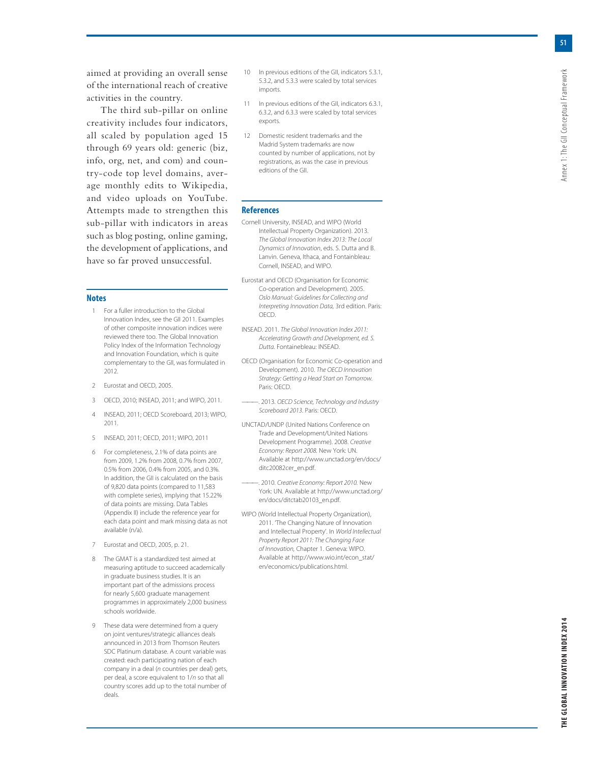aimed at providing an overall sense of the international reach of creative activities in the country.

The third sub-pillar on online creativity includes four indicators, all scaled by population aged 15 through 69 years old: generic (biz, info, org, net, and com) and country-code top level domains, average monthly edits to Wikipedia, and video uploads on YouTube. Attempts made to strengthen this sub-pillar with indicators in areas such as blog posting, online gaming, the development of applications, and have so far proved unsuccessful.

## Notes

1. For a fuller introduction to the Global Innovation Index, see the GII 2011. Examples of other composite innovation indices were reviewed there too. The Global Innovation Policy Index of the Information Technology and Innovation Foundation, which is quite complementary to the GII, was formulated in 2012.
2. Eurostat and OECD, 2005.
3. OECD, 2010; INSEAD, 2011; and WIPO, 2011.
4. INSEAD, 2011; OECD Scoreboard, 2013; WIPO, 2011.
5. INSEAD, 2011; OECD, 2011; WIPO, 2011
6. For completeness, 2.1% of data points are from 2009, 1.2% from 2008, 0.7% from 2007, 0.5% from 2006, 0.4% from 2005, and 0.3%. In addition, the GII is calculated on the basis of 9,820 data points (compared to 11,583 with complete series), implying that 15.22% of data points are missing. Data Tables (Appendix II) include the reference year for each data point and mark missing data as not available (n/a).
7. Eurostat and OECD, 2005, p. 21.
8. The GMAT is a standardized test aimed at measuring aptitude to succeed academically in graduate business studies. It is an important part of the admissions process for nearly 5,600 graduate management programmes in approximately 2,000 business schools worldwide.
9. These data were determined from a query on joint ventures/strategic alliances deals announced in 2013 from Thomson Reuters SDC Platinum database. A count variable was created: each participating nation of each company in a deal (*n* countries per deal) gets, per deal, a score equivalent to 1/*n* so that all country scores add up to the total number of deals.
10. In previous editions of the GII, indicators 5.3.1, 5.3.2, and 5.3.3 were scaled by total services imports.
11. In previous editions of the GII, indicators 6.3.1, 6.3.2, and 6.3.3 were scaled by total services exports.
12. Domestic resident trademarks and the Madrid System trademarks are now counted by number of applications, not by registrations, as was the case in previous editions of the GII.

## References

Cornell University, INSEAD, and WIPO (World Intellectual Property Organization). 2013. *The Global Innovation Index 2013: The Local Dynamics of Innovation*, eds. S. Dutta and B. Lanvin. Geneva, Ithaca, and Fontainbleau: Cornell, INSEAD, and WIPO.

Eurostat and OECD (Organisation for Economic Co-operation and Development). 2005. *Oslo Manual: Guidelines for Collecting and Interpreting Innovation Data,* 3rd edition. Paris: OECD.

INSEAD. 2011. *The Global Innovation Index 2011: Accelerating Growth and Development, ed. S. Dutta.* Fontainebleau: INSEAD.

OECD (Organisation for Economic Co-operation and Development). 2010. *The OECD Innovation Strategy: Getting a Head Start on Tomorrow.* Paris: OECD.

———. 2013. *OECD Science, Technology and Industry Scoreboard 2013.* Paris: OECD.

UNCTAD/UNDP (United Nations Conference on Trade and Development/United Nations Development Programme). 2008. *Creative Economy: Report 2008.* New York: UN. Available at http://www.unctad.org/en/docs/ditc20082cer_en.pdf.

———. 2010. *Creative Economy: Report 2010.* New York: UN. Available at http://www.unctad.org/en/docs/ditctab20103_en.pdf.

WIPO (World Intellectual Property Organization), 2011. 'The Changing Nature of Innovation and Intellectual Property'. In *World Intellectual Property Report 2011: The Changing Face of Innovation*, Chapter 1. Geneva: WIPO. Available at http://www.wio.int/econ_stat/en/economics/publications.html.